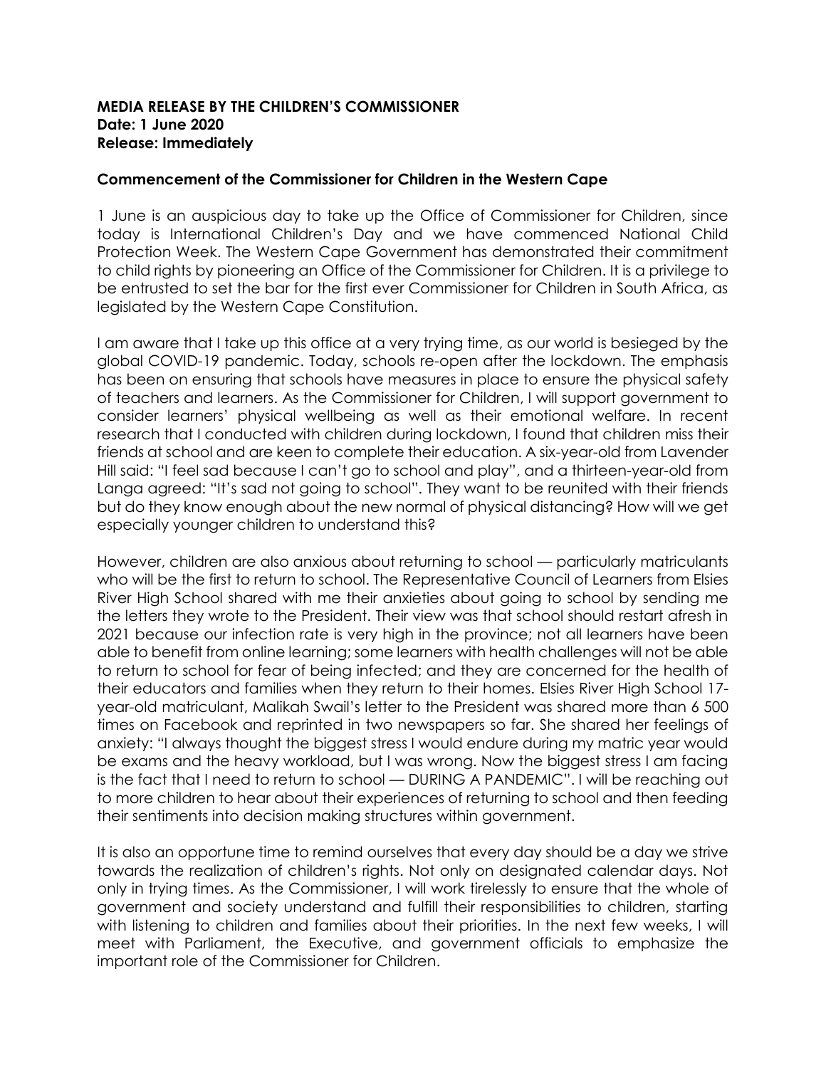**MEDIA RELEASE BY THE CHILDREN'S COMMISSIONER**
**Date: 1 June 2020**
**Release: Immediately**

**Commencement of the Commissioner for Children in the Western Cape**

1 June is an auspicious day to take up the Office of Commissioner for Children, since today is International Children's Day and we have commenced National Child Protection Week. The Western Cape Government has demonstrated their commitment to child rights by pioneering an Office of the Commissioner for Children. It is a privilege to be entrusted to set the bar for the first ever Commissioner for Children in South Africa, as legislated by the Western Cape Constitution.

I am aware that I take up this office at a very trying time, as our world is besieged by the global COVID-19 pandemic. Today, schools re-open after the lockdown. The emphasis has been on ensuring that schools have measures in place to ensure the physical safety of teachers and learners. As the Commissioner for Children, I will support government to consider learners' physical wellbeing as well as their emotional welfare. In recent research that I conducted with children during lockdown, I found that children miss their friends at school and are keen to complete their education. A six-year-old from Lavender Hill said: "I feel sad because I can't go to school and play", and a thirteen-year-old from Langa agreed: "It's sad not going to school". They want to be reunited with their friends but do they know enough about the new normal of physical distancing? How will we get especially younger children to understand this?

However, children are also anxious about returning to school — particularly matriculants who will be the first to return to school. The Representative Council of Learners from Elsies River High School shared with me their anxieties about going to school by sending me the letters they wrote to the President. Their view was that school should restart afresh in 2021 because our infection rate is very high in the province; not all learners have been able to benefit from online learning; some learners with health challenges will not be able to return to school for fear of being infected; and they are concerned for the health of their educators and families when they return to their homes. Elsies River High School 17-year-old matriculant, Malikah Swail's letter to the President was shared more than 6 500 times on Facebook and reprinted in two newspapers so far. She shared her feelings of anxiety: "I always thought the biggest stress I would endure during my matric year would be exams and the heavy workload, but I was wrong. Now the biggest stress I am facing is the fact that I need to return to school — DURING A PANDEMIC". I will be reaching out to more children to hear about their experiences of returning to school and then feeding their sentiments into decision making structures within government.

It is also an opportune time to remind ourselves that every day should be a day we strive towards the realization of children's rights. Not only on designated calendar days. Not only in trying times. As the Commissioner, I will work tirelessly to ensure that the whole of government and society understand and fulfill their responsibilities to children, starting with listening to children and families about their priorities. In the next few weeks, I will meet with Parliament, the Executive, and government officials to emphasize the important role of the Commissioner for Children.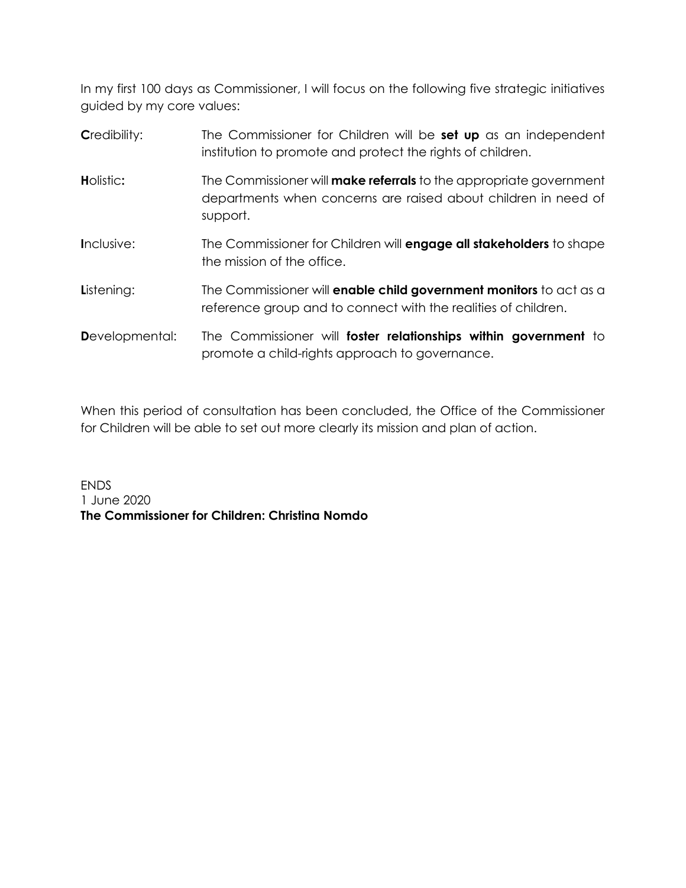In my first 100 days as Commissioner, I will focus on the following five strategic initiatives guided by my core values:

| | |
|---|---|
| **C**redibility: | The Commissioner for Children will be **set up** as an independent institution to promote and protect the rights of children. |
| **H**olistic**:** | The Commissioner will **make referrals** to the appropriate government departments when concerns are raised about children in need of support. |
| **I**nclusive: | The Commissioner for Children will **engage all stakeholders** to shape the mission of the office. |
| **L**istening: | The Commissioner will **enable child government monitors** to act as a reference group and to connect with the realities of children. |
| **D**evelopmental: | The Commissioner will **foster relationships within government** to promote a child-rights approach to governance. |

When this period of consultation has been concluded, the Office of the Commissioner for Children will be able to set out more clearly its mission and plan of action.

ENDS
1 June 2020
**The Commissioner for Children: Christina Nomdo**